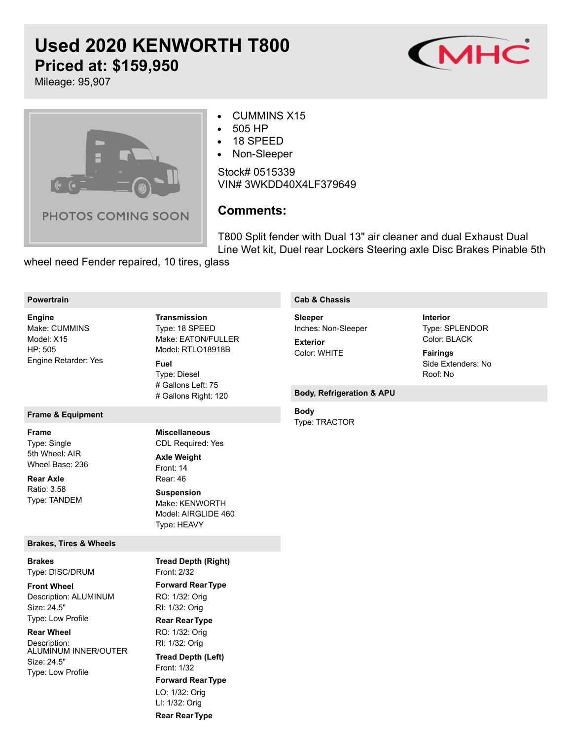# Used 2020 KENWORTH T800

## Priced at: $159,950

Mileage: 95,907

PHOTOS COMING SOON

- CUMMINS X15
- 505 HP
- 18 SPEED
- Non-Sleeper

Stock# 0515339
VIN# 3WKDD40X4LF379649

### Comments:

T800 Split fender with Dual 13" air cleaner and dual Exhaust Dual Line Wet kit, Duel rear Lockers Steering axle Disc Brakes Pinable 5th wheel need Fender repaired, 10 tires, glass

### Powertrain

**Engine**
Make: CUMMINS
Model: X15
HP: 505
Engine Retarder: Yes

**Transmission**
Type: 18 SPEED
Make: EATON/FULLER
Model: RTLO18918B

**Fuel**
Type: Diesel
# Gallons Left: 75
# Gallons Right: 120

### Frame & Equipment

**Frame**
Type: Single
5th Wheel: AIR
Wheel Base: 236

**Rear Axle**
Ratio: 3.58
Type: TANDEM

**Miscellaneous**
CDL Required: Yes

**Axle Weight**
Front: 14
Rear: 46

**Suspension**
Make: KENWORTH
Model: AIRGLIDE 460
Type: HEAVY

### Brakes, Tires & Wheels

**Brakes**
Type: DISC/DRUM

**Front Wheel**
Description: ALUMINUM
Size: 24.5"
Type: Low Profile

**Rear Wheel**
Description: ALUMINUM INNER/OUTER
Size: 24.5"
Type: Low Profile

**Tread Depth (Right)**
Front: 2/32

**Forward Rear Type**
RO: 1/32: Orig
RI: 1/32: Orig

**Rear Rear Type**
RO: 1/32: Orig
RI: 1/32: Orig

**Tread Depth (Left)**
Front: 1/32

**Forward Rear Type**
LO: 1/32: Orig
LI: 1/32: Orig

**Rear Rear Type**

### Cab & Chassis

**Sleeper**
Inches: Non-Sleeper

**Exterior**
Color: WHITE

**Interior**
Type: SPLENDOR
Color: BLACK

**Fairings**
Side Extenders: No
Roof: No

### Body, Refrigeration & APU

**Body**
Type: TRACTOR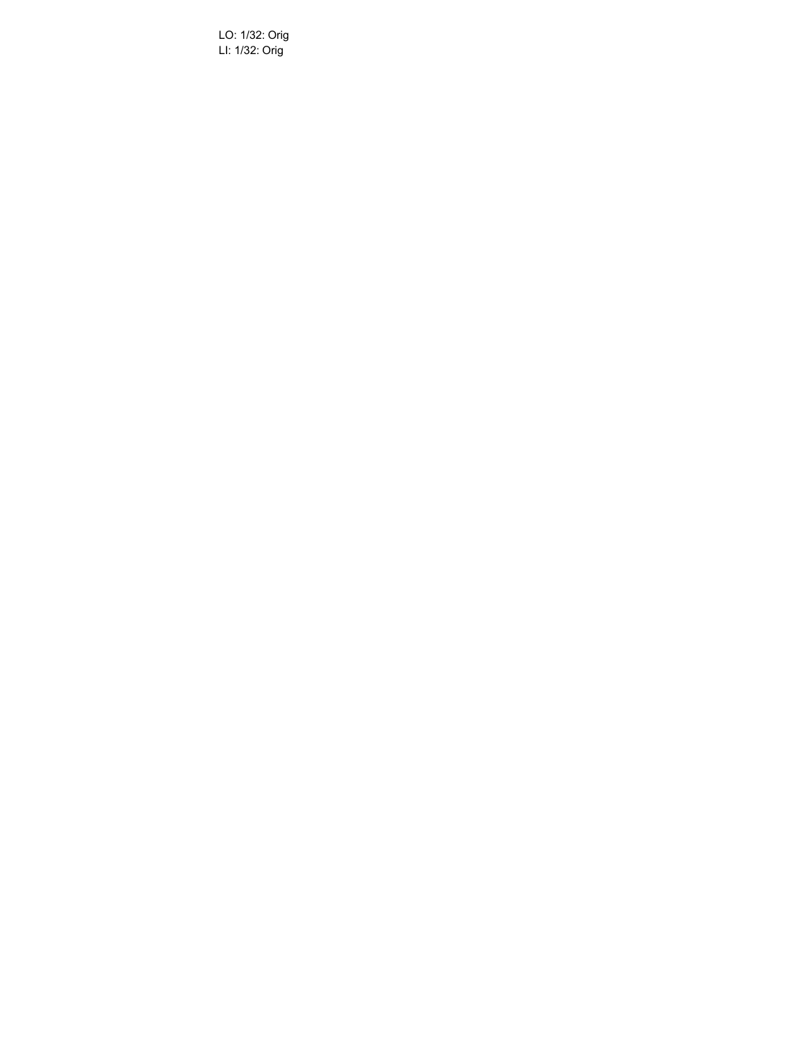LO: 1/32: Orig
LI: 1/32: Orig